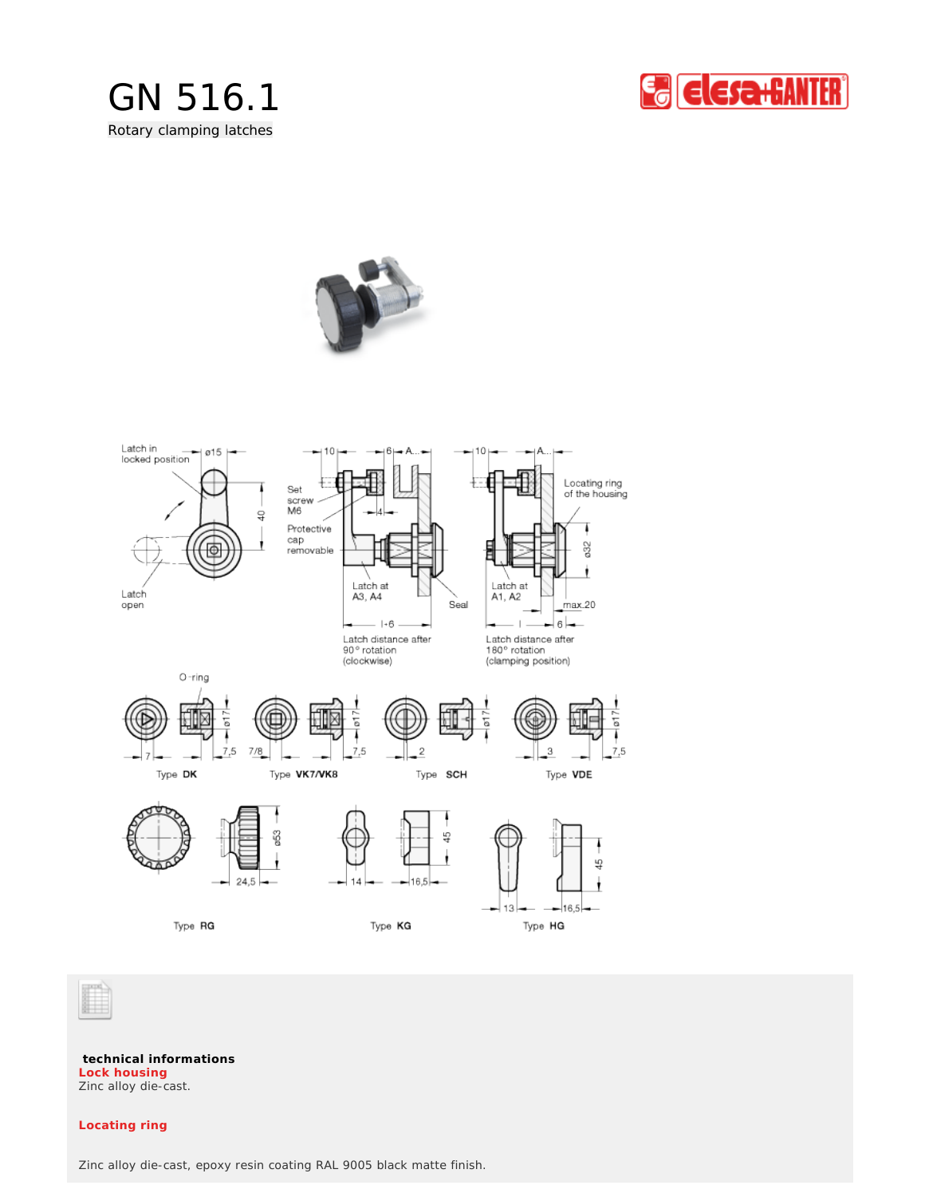# GN 516.1

Rotary clamping latches

**technical informations**

**Lock housing**

Zinc alloy die-cast.

**Locating ring**

Zinc alloy die-cast, epoxy resin coating RAL 9005 black matte finish.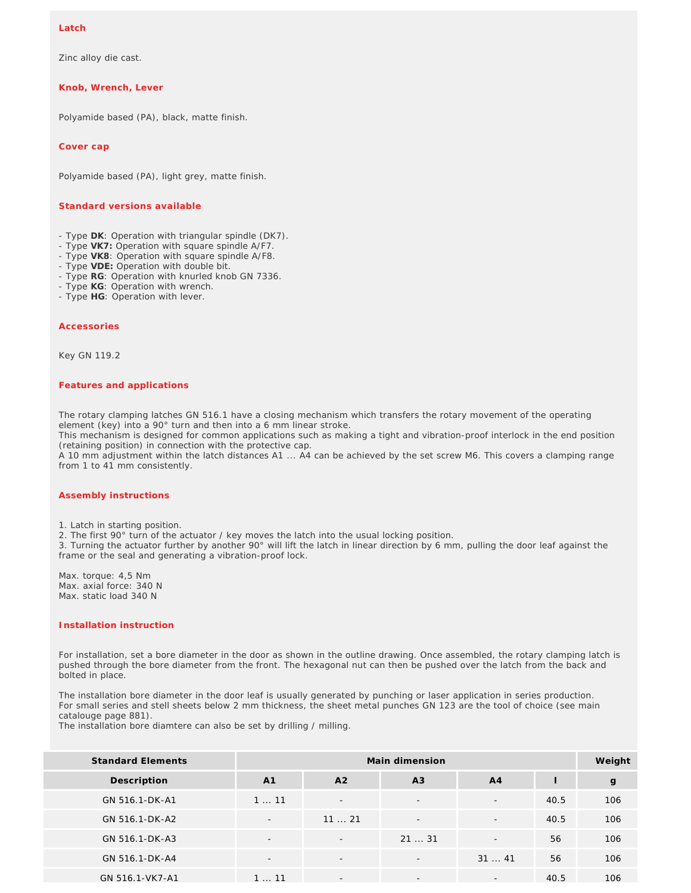### Latch

Zinc alloy die cast.

### Knob, Wrench, Lever

Polyamide based (PA), black, matte finish.

### Cover cap

Polyamide based (PA), light grey, matte finish.

### Standard versions available

- Type **DK**: Operation with triangular spindle (DK7).
- Type **VK7:** Operation with square spindle A/F7.
- Type **VK8**: Operation with square spindle A/F8.
- Type **VDE:** Operation with double bit.
- Type **RG**: Operation with knurled knob GN 7336.
- Type **KG**: Operation with wrench.
- Type **HG**: Operation with lever.

### Accessories

Key GN 119.2

### Features and applications

The rotary clamping latches GN 516.1 have a closing mechanism which transfers the rotary movement of the operating element (key) into a 90° turn and then into a 6 mm linear stroke.
This mechanism is designed for common applications such as making a tight and vibration-proof interlock in the end position (retaining position) in connection with the protective cap.
A 10 mm adjustment within the latch distances A1 ... A4 can be achieved by the set screw M6. This covers a clamping range from 1 to 41 mm consistently.

### Assembly instructions

1. Latch in starting position.
2. The first 90° turn of the actuator / key moves the latch into the usual locking position.
3. Turning the actuator further by another 90° will lift the latch in linear direction by 6 mm, pulling the door leaf against the frame or the seal and generating a vibration-proof lock.

Max. torque: 4,5 Nm
Max. axial force: 340 N
Max. static load 340 N

### Installation instruction

For installation, set a bore diameter in the door as shown in the outline drawing. Once assembled, the rotary clamping latch is pushed through the bore diameter from the front. The hexagonal nut can then be pushed over the latch from the back and bolted in place.

The installation bore diameter in the door leaf is usually generated by punching or laser application in series production.
For small series and stell sheets below 2 mm thickness, the sheet metal punches GN 123 are the tool of choice (see main catalouge page 881).
The installation bore diamtere can also be set by drilling / milling.

| Standard Elements | Main dimension | | | | | Weight |
|---|---|---|---|---|---|---|
| Description | A1 | A2 | A3 | A4 | l | g |
| GN 516.1-DK-A1 | 1 ... 11 | - | - | - | 40.5 | 106 |
| GN 516.1-DK-A2 | - | 11 ... 21 | - | - | 40.5 | 106 |
| GN 516.1-DK-A3 | - | - | 21 ... 31 | - | 56 | 106 |
| GN 516.1-DK-A4 | - | - | - | 31 ... 41 | 56 | 106 |
| GN 516.1-VK7-A1 | 1 ... 11 | - | - | - | 40.5 | 106 |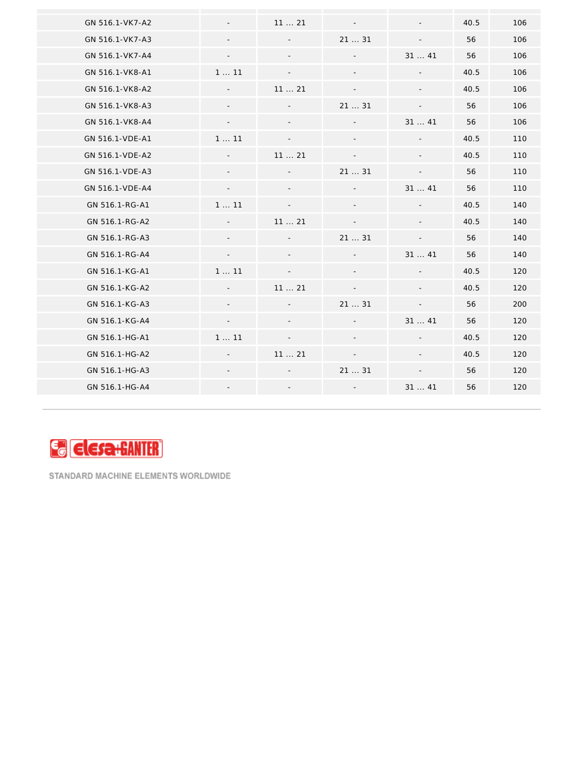| | | | | | | |
|---|---|---|---|---|---|---|
| GN 516.1-VK7-A2 | - | 11 … 21 | - | - | 40.5 | 106 |
| GN 516.1-VK7-A3 | - | - | 21 … 31 | - | 56 | 106 |
| GN 516.1-VK7-A4 | - | - | - | 31 … 41 | 56 | 106 |
| GN 516.1-VK8-A1 | 1 … 11 | - | - | - | 40.5 | 106 |
| GN 516.1-VK8-A2 | - | 11 … 21 | - | - | 40.5 | 106 |
| GN 516.1-VK8-A3 | - | - | 21 … 31 | - | 56 | 106 |
| GN 516.1-VK8-A4 | - | - | - | 31 … 41 | 56 | 106 |
| GN 516.1-VDE-A1 | 1 … 11 | - | - | - | 40.5 | 110 |
| GN 516.1-VDE-A2 | - | 11 … 21 | - | - | 40.5 | 110 |
| GN 516.1-VDE-A3 | - | - | 21 … 31 | - | 56 | 110 |
| GN 516.1-VDE-A4 | - | - | - | 31 … 41 | 56 | 110 |
| GN 516.1-RG-A1 | 1 … 11 | - | - | - | 40.5 | 140 |
| GN 516.1-RG-A2 | - | 11 … 21 | - | - | 40.5 | 140 |
| GN 516.1-RG-A3 | - | - | 21 … 31 | - | 56 | 140 |
| GN 516.1-RG-A4 | - | - | - | 31 … 41 | 56 | 140 |
| GN 516.1-KG-A1 | 1 … 11 | - | - | - | 40.5 | 120 |
| GN 516.1-KG-A2 | - | 11 … 21 | - | - | 40.5 | 120 |
| GN 516.1-KG-A3 | - | - | 21 … 31 | - | 56 | 200 |
| GN 516.1-KG-A4 | - | - | - | 31 … 41 | 56 | 120 |
| GN 516.1-HG-A1 | 1 … 11 | - | - | - | 40.5 | 120 |
| GN 516.1-HG-A2 | - | 11 … 21 | - | - | 40.5 | 120 |
| GN 516.1-HG-A3 | - | - | 21 … 31 | - | 56 | 120 |
| GN 516.1-HG-A4 | - | - | - | 31 … 41 | 56 | 120 |

elesa+GANTER

STANDARD MACHINE ELEMENTS WORLDWIDE